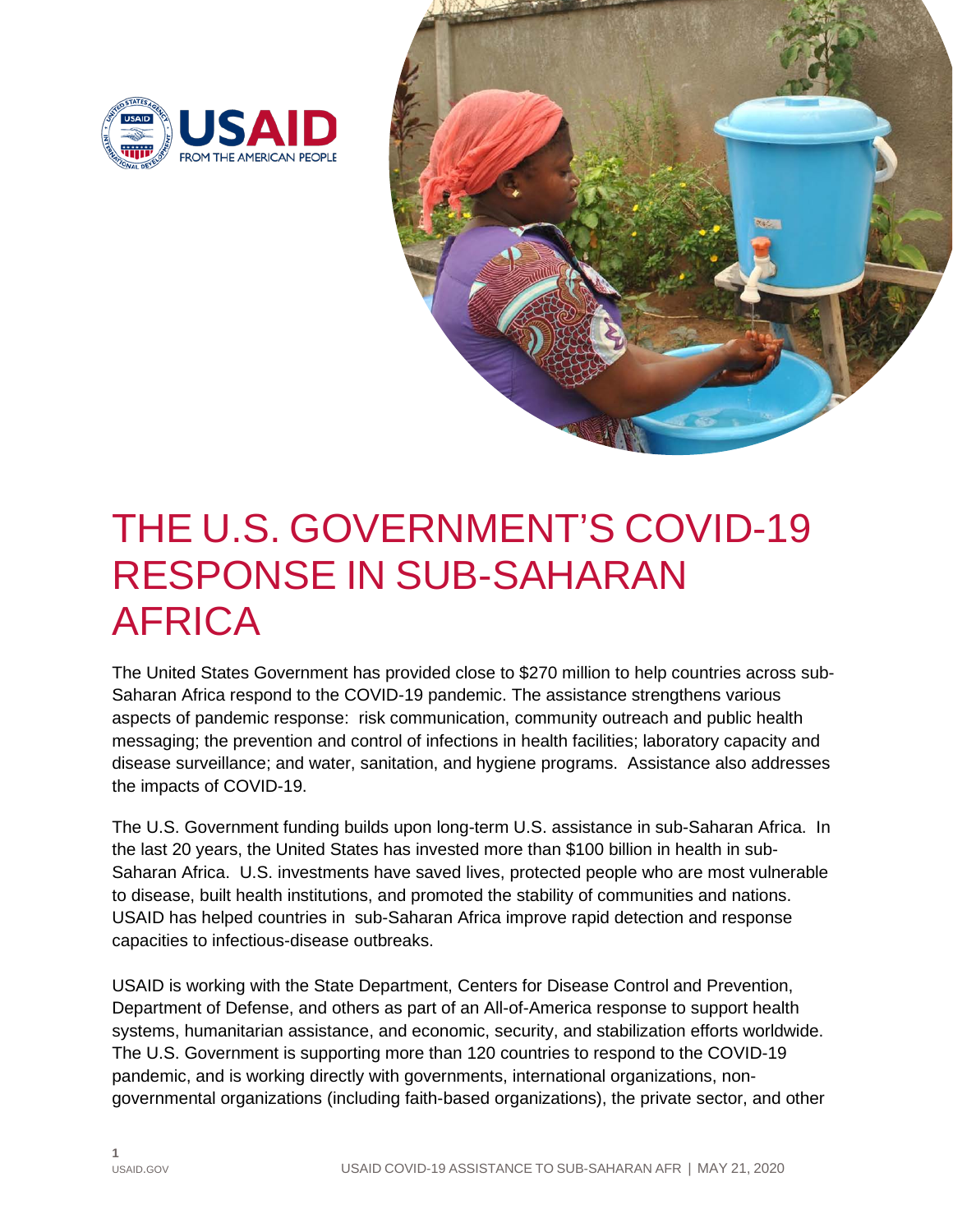# THE U.S. GOVERNMENT'S COVID-19 RESPONSE IN SUB-SAHARAN AFRICA

The United States Government has provided close to $270 million to help countries across sub-Saharan Africa respond to the COVID-19 pandemic. The assistance strengthens various aspects of pandemic response: risk communication, community outreach and public health messaging; the prevention and control of infections in health facilities; laboratory capacity and disease surveillance; and water, sanitation, and hygiene programs. Assistance also addresses the impacts of COVID-19.

The U.S. Government funding builds upon long-term U.S. assistance in sub-Saharan Africa. In the last 20 years, the United States has invested more than $100 billion in health in sub-Saharan Africa. U.S. investments have saved lives, protected people who are most vulnerable to disease, built health institutions, and promoted the stability of communities and nations. USAID has helped countries in sub-Saharan Africa improve rapid detection and response capacities to infectious-disease outbreaks.

USAID is working with the State Department, Centers for Disease Control and Prevention, Department of Defense, and others as part of an All-of-America response to support health systems, humanitarian assistance, and economic, security, and stabilization efforts worldwide. The U.S. Government is supporting more than 120 countries to respond to the COVID-19 pandemic, and is working directly with governments, international organizations, non-governmental organizations (including faith-based organizations), the private sector, and other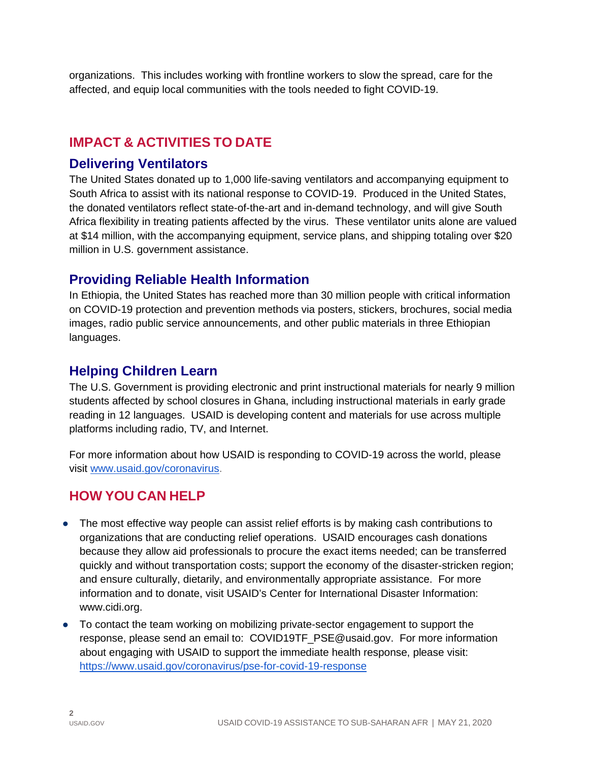organizations. This includes working with frontline workers to slow the spread, care for the affected, and equip local communities with the tools needed to fight COVID-19.

## IMPACT & ACTIVITIES TO DATE

### Delivering Ventilators

The United States donated up to 1,000 life-saving ventilators and accompanying equipment to South Africa to assist with its national response to COVID-19. Produced in the United States, the donated ventilators reflect state-of-the-art and in-demand technology, and will give South Africa flexibility in treating patients affected by the virus. These ventilator units alone are valued at $14 million, with the accompanying equipment, service plans, and shipping totaling over $20 million in U.S. government assistance.

### Providing Reliable Health Information

In Ethiopia, the United States has reached more than 30 million people with critical information on COVID-19 protection and prevention methods via posters, stickers, brochures, social media images, radio public service announcements, and other public materials in three Ethiopian languages.

### Helping Children Learn

The U.S. Government is providing electronic and print instructional materials for nearly 9 million students affected by school closures in Ghana, including instructional materials in early grade reading in 12 languages. USAID is developing content and materials for use across multiple platforms including radio, TV, and Internet.

For more information about how USAID is responding to COVID-19 across the world, please visit [www.usaid.gov/coronavirus](http://www.usaid.gov/coronavirus).

## HOW YOU CAN HELP

- The most effective way people can assist relief efforts is by making cash contributions to organizations that are conducting relief operations. USAID encourages cash donations because they allow aid professionals to procure the exact items needed; can be transferred quickly and without transportation costs; support the economy of the disaster-stricken region; and ensure culturally, dietarily, and environmentally appropriate assistance. For more information and to donate, visit USAID's Center for International Disaster Information: www.cidi.org.
- To contact the team working on mobilizing private-sector engagement to support the response, please send an email to: COVID19TF_PSE@usaid.gov. For more information about engaging with USAID to support the immediate health response, please visit: [https://www.usaid.gov/coronavirus/pse-for-covid-19-response](https://www.usaid.gov/coronavirus/pse-for-covid-19-response)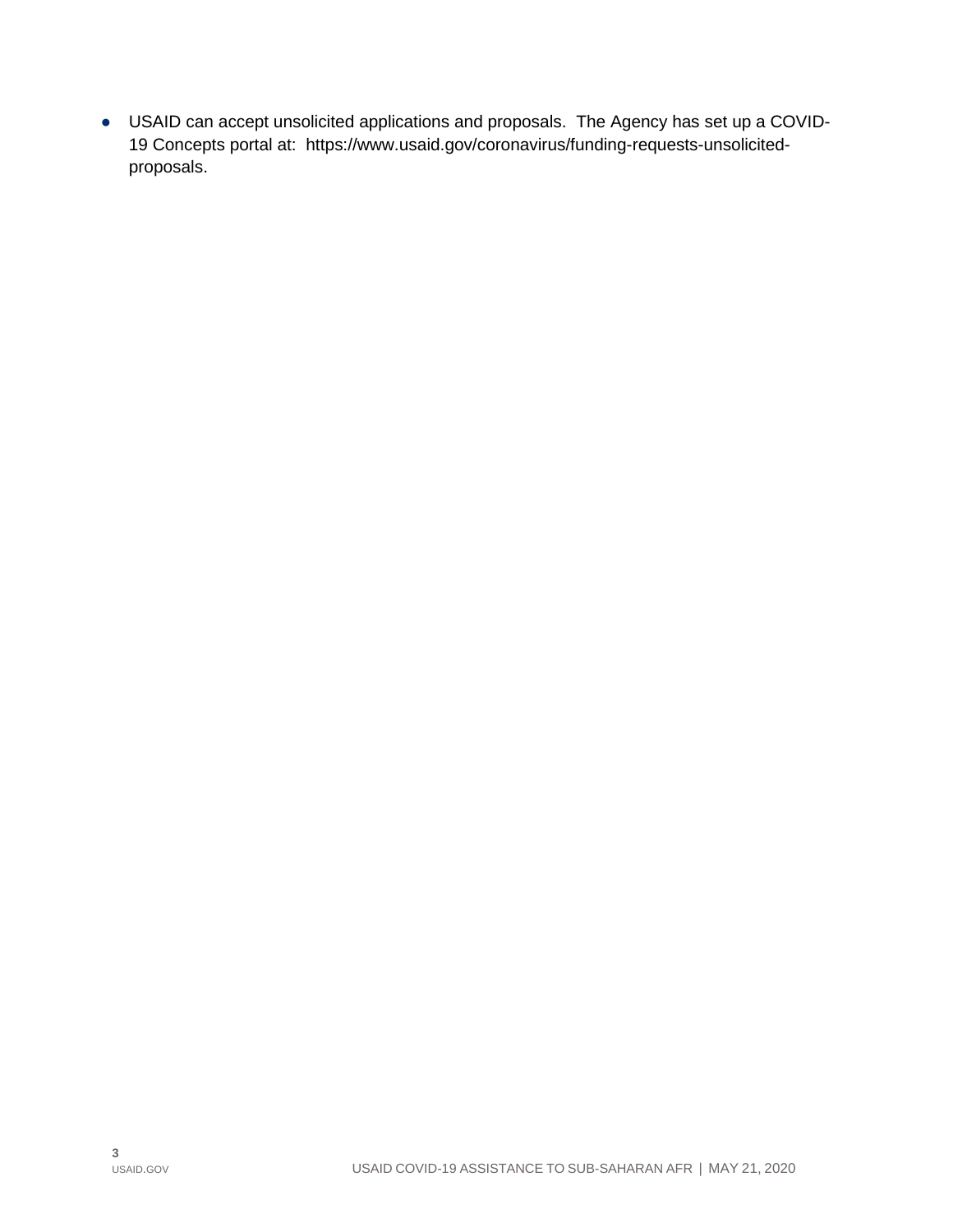- USAID can accept unsolicited applications and proposals. The Agency has set up a COVID-19 Concepts portal at: https://www.usaid.gov/coronavirus/funding-requests-unsolicited-proposals.